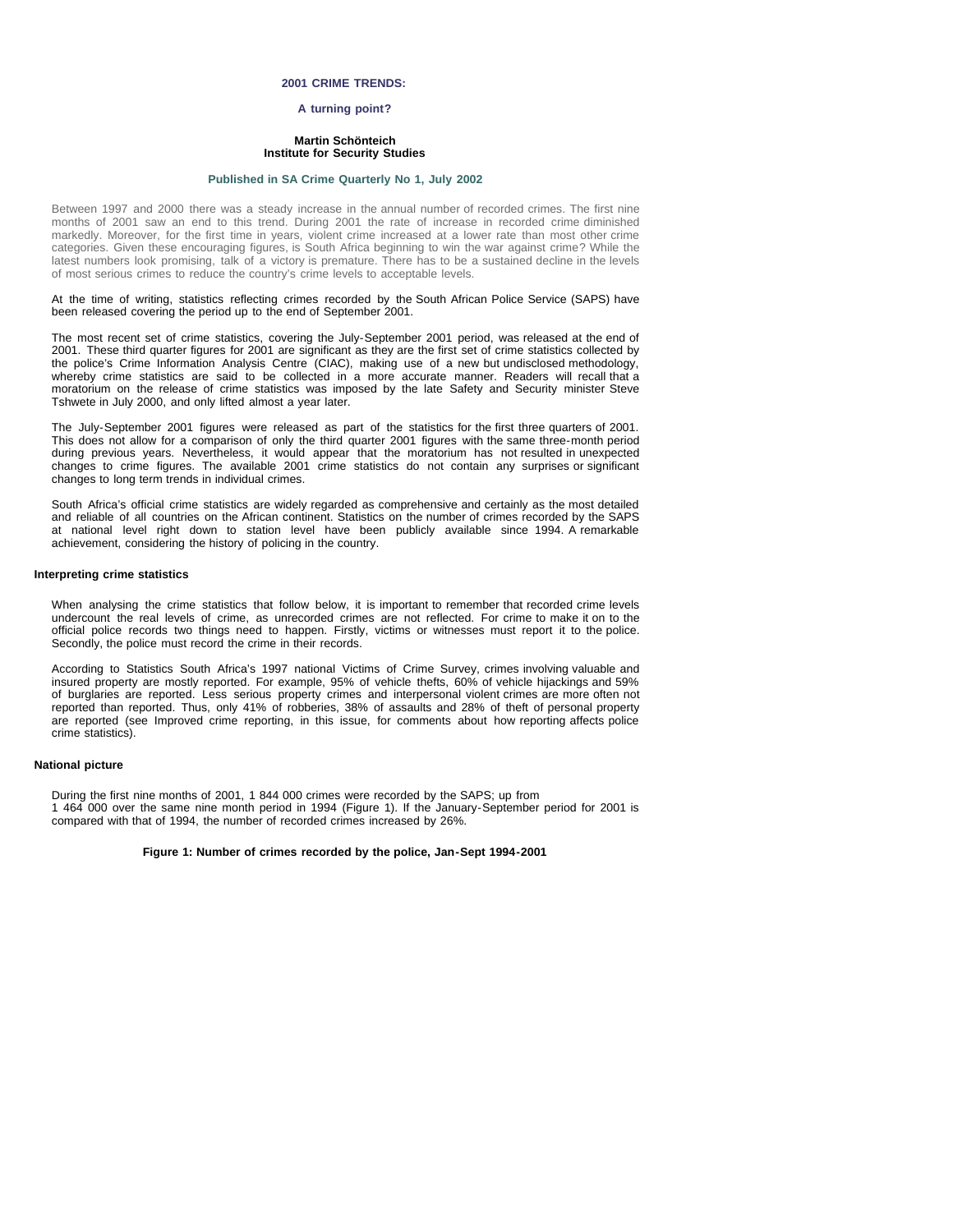# 2001 CRIME TRENDS:

## A turning point?

**Martin Schönteich**
**Institute for Security Studies**

**Published in SA Crime Quarterly No 1, July 2002**

Between 1997 and 2000 there was a steady increase in the annual number of recorded crimes. The first nine months of 2001 saw an end to this trend. During 2001 the rate of increase in recorded crime diminished markedly. Moreover, for the first time in years, violent crime increased at a lower rate than most other crime categories. Given these encouraging figures, is South Africa beginning to win the war against crime? While the latest numbers look promising, talk of a victory is premature. There has to be a sustained decline in the levels of most serious crimes to reduce the country's crime levels to acceptable levels.

At the time of writing, statistics reflecting crimes recorded by the South African Police Service (SAPS) have been released covering the period up to the end of September 2001.

The most recent set of crime statistics, covering the July-September 2001 period, was released at the end of 2001. These third quarter figures for 2001 are significant as they are the first set of crime statistics collected by the police's Crime Information Analysis Centre (CIAC), making use of a new but undisclosed methodology, whereby crime statistics are said to be collected in a more accurate manner. Readers will recall that a moratorium on the release of crime statistics was imposed by the late Safety and Security minister Steve Tshwete in July 2000, and only lifted almost a year later.

The July-September 2001 figures were released as part of the statistics for the first three quarters of 2001. This does not allow for a comparison of only the third quarter 2001 figures with the same three-month period during previous years. Nevertheless, it would appear that the moratorium has not resulted in unexpected changes to crime figures. The available 2001 crime statistics do not contain any surprises or significant changes to long term trends in individual crimes.

South Africa's official crime statistics are widely regarded as comprehensive and certainly as the most detailed and reliable of all countries on the African continent. Statistics on the number of crimes recorded by the SAPS at national level right down to station level have been publicly available since 1994. A remarkable achievement, considering the history of policing in the country.

### Interpreting crime statistics

When analysing the crime statistics that follow below, it is important to remember that recorded crime levels undercount the real levels of crime, as unrecorded crimes are not reflected. For crime to make it on to the official police records two things need to happen. Firstly, victims or witnesses must report it to the police. Secondly, the police must record the crime in their records.

According to Statistics South Africa's 1997 national Victims of Crime Survey, crimes involving valuable and insured property are mostly reported. For example, 95% of vehicle thefts, 60% of vehicle hijackings and 59% of burglaries are reported. Less serious property crimes and interpersonal violent crimes are more often not reported than reported. Thus, only 41% of robberies, 38% of assaults and 28% of theft of personal property are reported (see Improved crime reporting, in this issue, for comments about how reporting affects police crime statistics).

### National picture

During the first nine months of 2001, 1 844 000 crimes were recorded by the SAPS; up from 1 464 000 over the same nine month period in 1994 (Figure 1). If the January-September period for 2001 is compared with that of 1994, the number of recorded crimes increased by 26%.

**Figure 1: Number of crimes recorded by the police, Jan-Sept 1994-2001**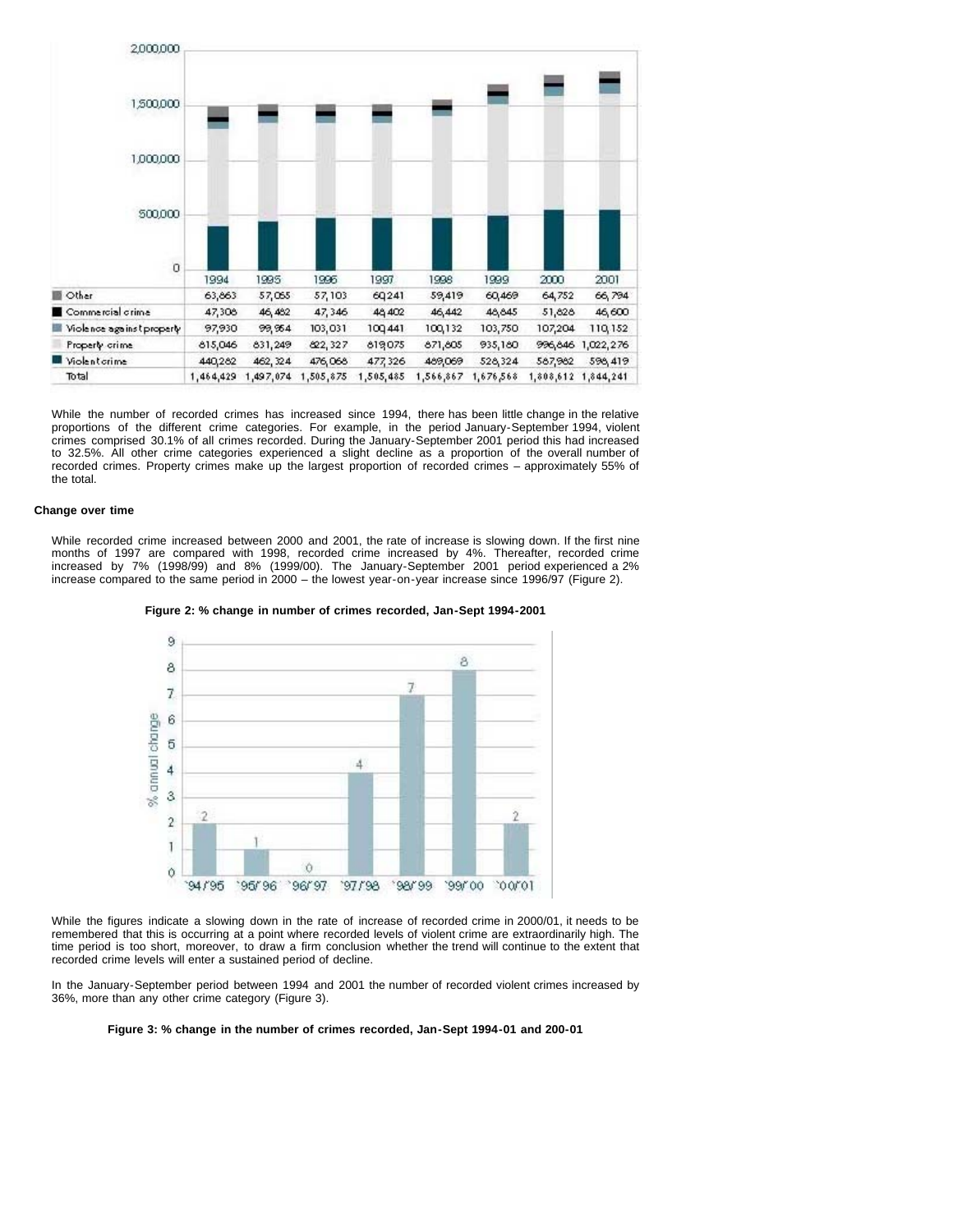| | 1994 | 1995 | 1996 | 1997 | 1998 | 1999 | 2000 | 2001 |
|---|---|---|---|---|---|---|---|---|
| Other | 63,863 | 57,055 | 57,103 | 60,241 | 59,419 | 60,469 | 64,752 | 66,794 |
| Commercial crime | 47,308 | 46,482 | 47,346 | 48,402 | 46,442 | 48,845 | 51,628 | 46,600 |
| Violence against property | 97,930 | 99,964 | 103,031 | 100,441 | 100,132 | 103,750 | 107,204 | 110,152 |
| Property crime | 815,046 | 831,249 | 822,327 | 819,075 | 871,805 | 935,180 | 996,846 | 1,022,276 |
| Violent crime | 440,282 | 462,324 | 476,068 | 477,326 | 489,069 | 528,324 | 587,982 | 598,419 |
| Total | 1,464,429 | 1,497,074 | 1,505,875 | 1,505,485 | 1,566,867 | 1,676,568 | 1,808,612 | 1,844,241 |

While the number of recorded crimes has increased since 1994, there has been little change in the relative proportions of the different crime categories. For example, in the period January-September 1994, violent crimes comprised 30.1% of all crimes recorded. During the January-September 2001 period this had increased to 32.5%. All other crime categories experienced a slight decline as a proportion of the overall number of recorded crimes. Property crimes make up the largest proportion of recorded crimes – approximately 55% of the total.

### Change over time

While recorded crime increased between 2000 and 2001, the rate of increase is slowing down. If the first nine months of 1997 are compared with 1998, recorded crime increased by 4%. Thereafter, recorded crime increased by 7% (1998/99) and 8% (1999/00). The January-September 2001 period experienced a 2% increase compared to the same period in 2000 – the lowest year-on-year increase since 1996/97 (Figure 2).

**Figure 2: % change in number of crimes recorded, Jan-Sept 1994-2001**

| | '94/'95 | '95/'96 | '96/'97 | '97/'98 | '98/'99 | '99/'00 | '00/'01 |
|---|---|---|---|---|---|---|---|
| % annual change | 2 | 1 | 0 | 4 | 7 | 8 | 2 |

While the figures indicate a slowing down in the rate of increase of recorded crime in 2000/01, it needs to be remembered that this is occurring at a point where recorded levels of violent crime are extraordinarily high. The time period is too short, moreover, to draw a firm conclusion whether the trend will continue to the extent that recorded crime levels will enter a sustained period of decline.

In the January-September period between 1994 and 2001 the number of recorded violent crimes increased by 36%, more than any other crime category (Figure 3).

**Figure 3: % change in the number of crimes recorded, Jan-Sept 1994-01 and 200-01**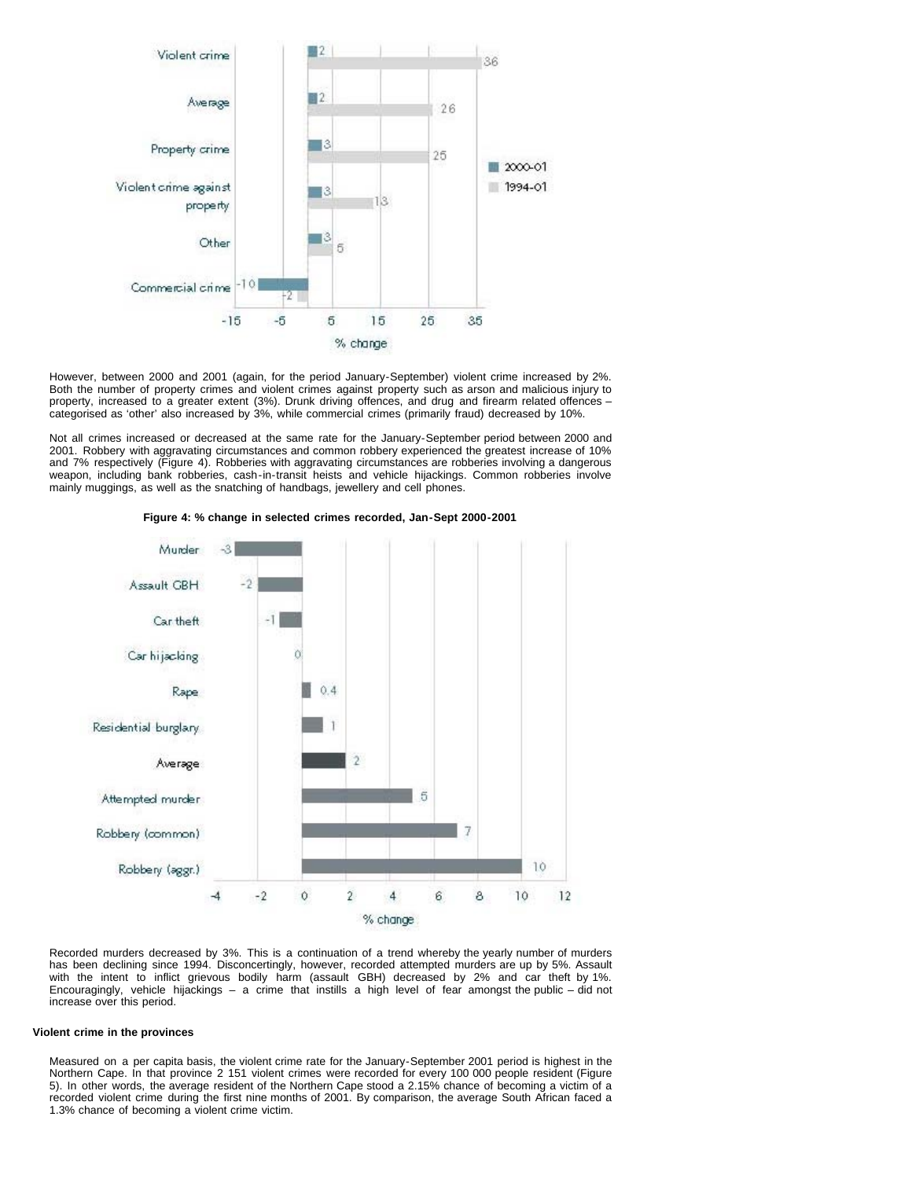However, between 2000 and 2001 (again, for the period January-September) violent crime increased by 2%. Both the number of property crimes and violent crimes against property such as arson and malicious injury to property, increased to a greater extent (3%). Drunk driving offences, and drug and firearm related offences – categorised as 'other' also increased by 3%, while commercial crimes (primarily fraud) decreased by 10%.

Not all crimes increased or decreased at the same rate for the January-September period between 2000 and 2001. Robbery with aggravating circumstances and common robbery experienced the greatest increase of 10% and 7% respectively (Figure 4). Robberies with aggravating circumstances are robberies involving a dangerous weapon, including bank robberies, cash-in-transit heists and vehicle hijackings. Common robberies involve mainly muggings, as well as the snatching of handbags, jewellery and cell phones.

**Figure 4: % change in selected crimes recorded, Jan-Sept 2000-2001**

Recorded murders decreased by 3%. This is a continuation of a trend whereby the yearly number of murders has been declining since 1994. Disconcertingly, however, recorded attempted murders are up by 5%. Assault with the intent to inflict grievous bodily harm (assault GBH) decreased by 2% and car theft by 1%. Encouragingly, vehicle hijackings – a crime that instills a high level of fear amongst the public – did not increase over this period.

### Violent crime in the provinces

Measured on a per capita basis, the violent crime rate for the January-September 2001 period is highest in the Northern Cape. In that province 2 151 violent crimes were recorded for every 100 000 people resident (Figure 5). In other words, the average resident of the Northern Cape stood a 2.15% chance of becoming a victim of a recorded violent crime during the first nine months of 2001. By comparison, the average South African faced a 1.3% chance of becoming a violent crime victim.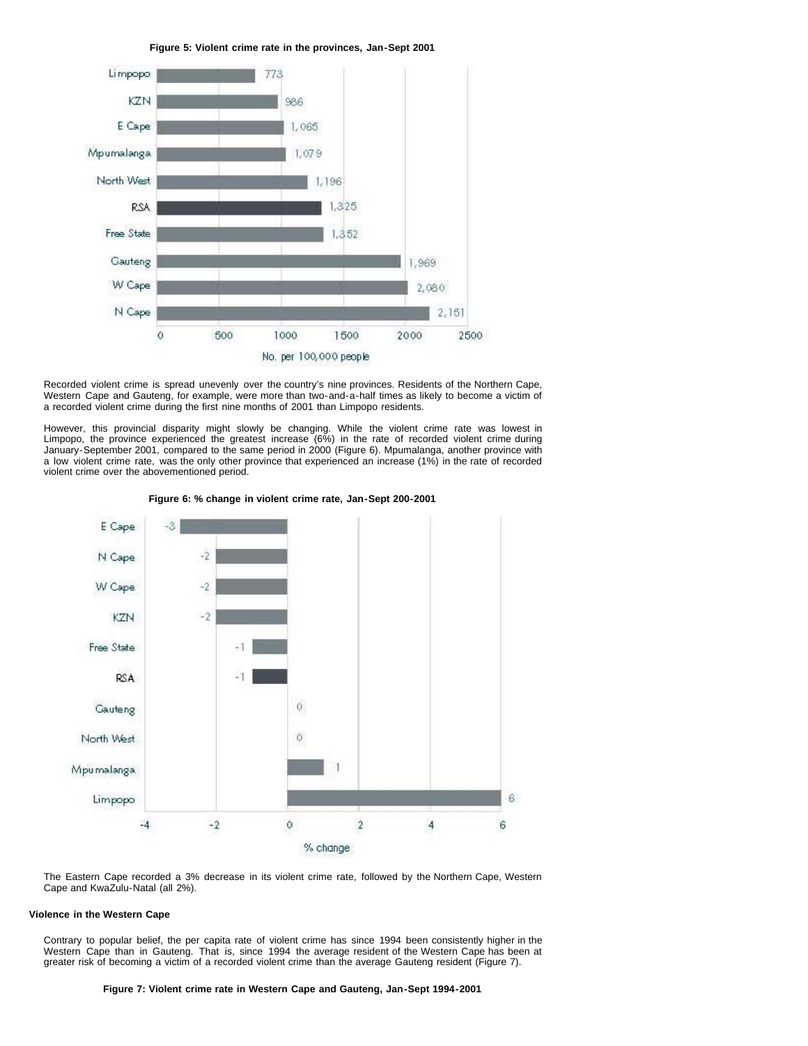**Figure 5: Violent crime rate in the provinces, Jan-Sept 2001**

| Province | No. per 100,000 people |
| --- | --- |
| Limpopo | 773 |
| KZN | 986 |
| E Cape | 1,065 |
| Mpumalanga | 1,079 |
| North West | 1,196 |
| RSA | 1,325 |
| Free State | 1,352 |
| Gauteng | 1,969 |
| W Cape | 2,080 |
| N Cape | 2,151 |

Recorded violent crime is spread unevenly over the country's nine provinces. Residents of the Northern Cape, Western Cape and Gauteng, for example, were more than two-and-a-half times as likely to become a victim of a recorded violent crime during the first nine months of 2001 than Limpopo residents.

However, this provincial disparity might slowly be changing. While the violent crime rate was lowest in Limpopo, the province experienced the greatest increase (6%) in the rate of recorded violent crime during January-September 2001, compared to the same period in 2000 (Figure 6). Mpumalanga, another province with a low violent crime rate, was the only other province that experienced an increase (1%) in the rate of recorded violent crime over the abovementioned period.

**Figure 6: % change in violent crime rate, Jan-Sept 200-2001**

| Province | % change |
| --- | --- |
| E Cape | -3 |
| N Cape | -2 |
| W Cape | -2 |
| KZN | -2 |
| Free State | -1 |
| RSA | -1 |
| Gauteng | 0 |
| North West | 0 |
| Mpumalanga | 1 |
| Limpopo | 6 |

The Eastern Cape recorded a 3% decrease in its violent crime rate, followed by the Northern Cape, Western Cape and KwaZulu-Natal (all 2%).

### Violence in the Western Cape

Contrary to popular belief, the per capita rate of violent crime has since 1994 been consistently higher in the Western Cape than in Gauteng. That is, since 1994 the average resident of the Western Cape has been at greater risk of becoming a victim of a recorded violent crime than the average Gauteng resident (Figure 7).

**Figure 7: Violent crime rate in Western Cape and Gauteng, Jan-Sept 1994-2001**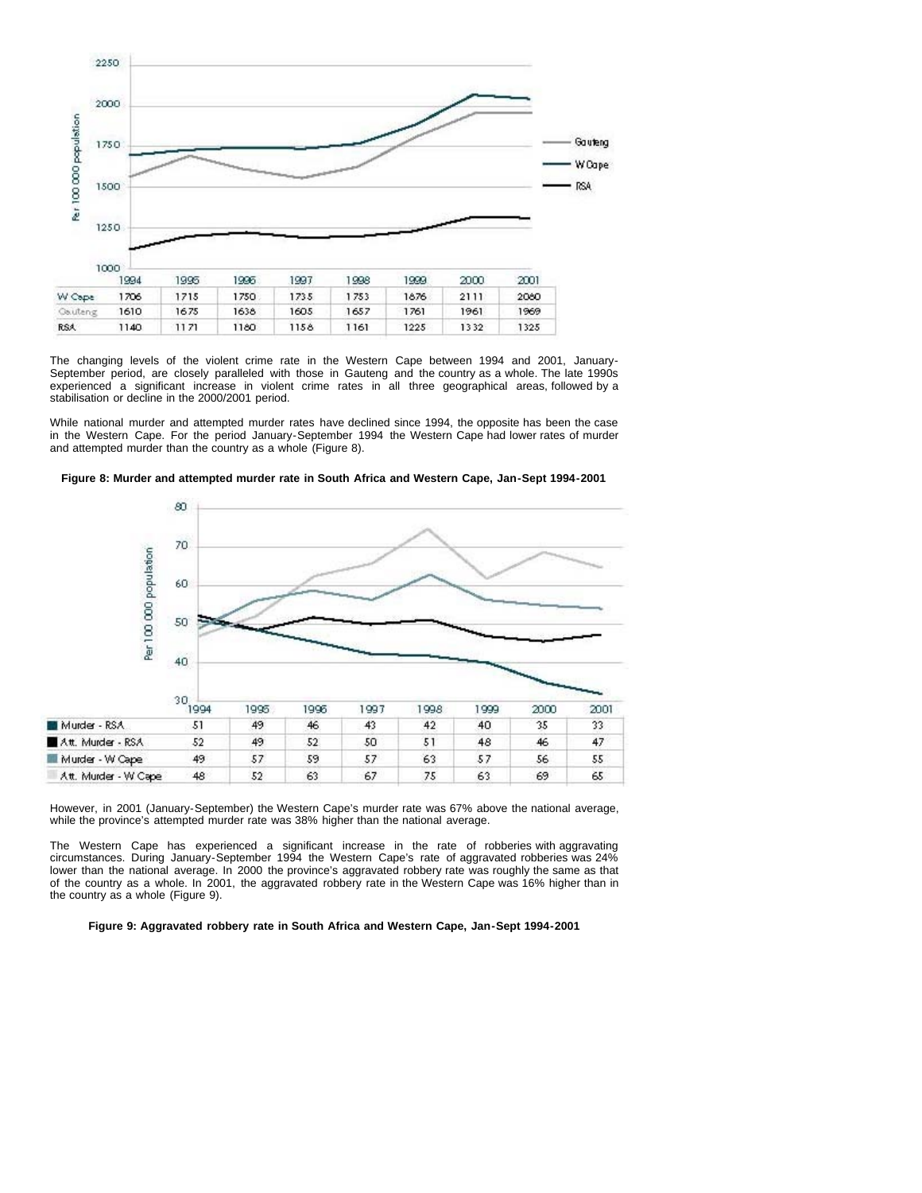| | 1994 | 1995 | 1996 | 1997 | 1998 | 1999 | 2000 | 2001 |
|---|---|---|---|---|---|---|---|---|
| W Cape | 1706 | 1715 | 1750 | 1735 | 1753 | 1676 | 2111 | 2060 |
| Gauteng | 1610 | 1675 | 1638 | 1605 | 1657 | 1761 | 1961 | 1969 |
| RSA | 1140 | 1171 | 1180 | 1156 | 1161 | 1225 | 1332 | 1325 |

The changing levels of the violent crime rate in the Western Cape between 1994 and 2001, January-September period, are closely paralleled with those in Gauteng and the country as a whole. The late 1990s experienced a significant increase in violent crime rates in all three geographical areas, followed by a stabilisation or decline in the 2000/2001 period.

While national murder and attempted murder rates have declined since 1994, the opposite has been the case in the Western Cape. For the period January-September 1994 the Western Cape had lower rates of murder and attempted murder than the country as a whole (Figure 8).

**Figure 8: Murder and attempted murder rate in South Africa and Western Cape, Jan-Sept 1994-2001**

| | 1994 | 1995 | 1996 | 1997 | 1998 | 1999 | 2000 | 2001 |
|---|---|---|---|---|---|---|---|---|
| Murder - RSA | 51 | 49 | 46 | 43 | 42 | 40 | 35 | 33 |
| Att. Murder - RSA | 52 | 49 | 52 | 50 | 51 | 48 | 46 | 47 |
| Murder - W Cape | 49 | 57 | 59 | 57 | 63 | 57 | 56 | 55 |
| Att. Murder - W Cape | 48 | 52 | 63 | 67 | 75 | 63 | 69 | 65 |

However, in 2001 (January-September) the Western Cape's murder rate was 67% above the national average, while the province's attempted murder rate was 38% higher than the national average.

The Western Cape has experienced a significant increase in the rate of robberies with aggravating circumstances. During January-September 1994 the Western Cape's rate of aggravated robberies was 24% lower than the national average. In 2000 the province's aggravated robbery rate was roughly the same as that of the country as a whole. In 2001, the aggravated robbery rate in the Western Cape was 16% higher than in the country as a whole (Figure 9).

**Figure 9: Aggravated robbery rate in South Africa and Western Cape, Jan-Sept 1994-2001**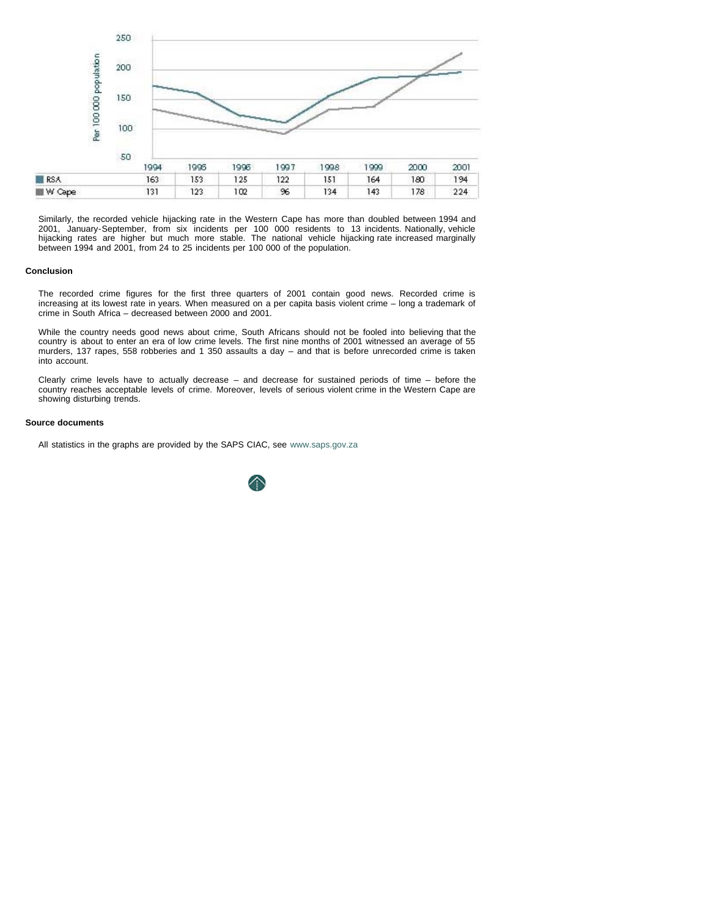Per 100 000 population

250
200
150
100
50

| | 1994 | 1995 | 1996 | 1997 | 1998 | 1999 | 2000 | 2001 |
|---|---|---|---|---|---|---|---|---|
| RSA | 163 | 153 | 125 | 122 | 151 | 164 | 180 | 194 |
| W Cape | 131 | 123 | 102 | 96 | 134 | 143 | 178 | 224 |

Similarly, the recorded vehicle hijacking rate in the Western Cape has more than doubled between 1994 and 2001, January-September, from six incidents per 100 000 residents to 13 incidents. Nationally, vehicle hijacking rates are higher but much more stable. The national vehicle hijacking rate increased marginally between 1994 and 2001, from 24 to 25 incidents per 100 000 of the population.

**Conclusion**

The recorded crime figures for the first three quarters of 2001 contain good news. Recorded crime is increasing at its lowest rate in years. When measured on a per capita basis violent crime – long a trademark of crime in South Africa – decreased between 2000 and 2001.

While the country needs good news about crime, South Africans should not be fooled into believing that the country is about to enter an era of low crime levels. The first nine months of 2001 witnessed an average of 55 murders, 137 rapes, 558 robberies and 1 350 assaults a day – and that is before unrecorded crime is taken into account.

Clearly crime levels have to actually decrease – and decrease for sustained periods of time – before the country reaches acceptable levels of crime. Moreover, levels of serious violent crime in the Western Cape are showing disturbing trends.

**Source documents**

All statistics in the graphs are provided by the SAPS CIAC, see www.saps.gov.za